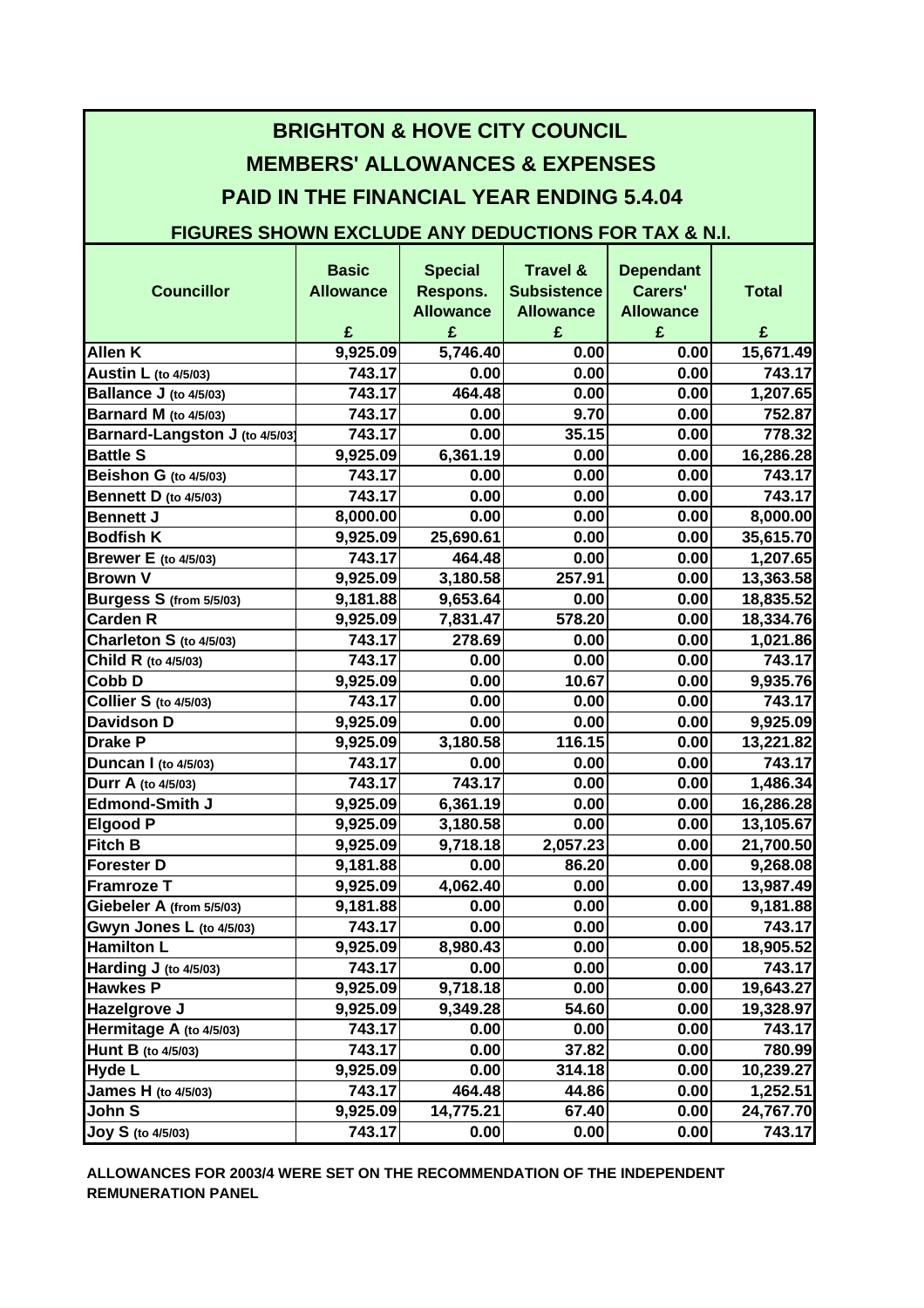# BRIGHTON & HOVE CITY COUNCIL

## MEMBERS' ALLOWANCES & EXPENSES

## PAID IN THE FINANCIAL YEAR ENDING 5.4.04

### FIGURES SHOWN EXCLUDE ANY DEDUCTIONS FOR TAX & N.I.

| Councillor | Basic Allowance £ | Special Respons. Allowance £ | Travel & Subsistence Allowance £ | Dependant Carers' Allowance £ | Total £ |
|---|---|---|---|---|---|
| Allen K | 9,925.09 | 5,746.40 | 0.00 | 0.00 | 15,671.49 |
| Austin L (to 4/5/03) | 743.17 | 0.00 | 0.00 | 0.00 | 743.17 |
| Ballance J (to 4/5/03) | 743.17 | 464.48 | 0.00 | 0.00 | 1,207.65 |
| Barnard M (to 4/5/03) | 743.17 | 0.00 | 9.70 | 0.00 | 752.87 |
| Barnard-Langston J (to 4/5/03) | 743.17 | 0.00 | 35.15 | 0.00 | 778.32 |
| Battle S | 9,925.09 | 6,361.19 | 0.00 | 0.00 | 16,286.28 |
| Beishon G (to 4/5/03) | 743.17 | 0.00 | 0.00 | 0.00 | 743.17 |
| Bennett D (to 4/5/03) | 743.17 | 0.00 | 0.00 | 0.00 | 743.17 |
| Bennett J | 8,000.00 | 0.00 | 0.00 | 0.00 | 8,000.00 |
| Bodfish K | 9,925.09 | 25,690.61 | 0.00 | 0.00 | 35,615.70 |
| Brewer E (to 4/5/03) | 743.17 | 464.48 | 0.00 | 0.00 | 1,207.65 |
| Brown V | 9,925.09 | 3,180.58 | 257.91 | 0.00 | 13,363.58 |
| Burgess S (from 5/5/03) | 9,181.88 | 9,653.64 | 0.00 | 0.00 | 18,835.52 |
| Carden R | 9,925.09 | 7,831.47 | 578.20 | 0.00 | 18,334.76 |
| Charleton S (to 4/5/03) | 743.17 | 278.69 | 0.00 | 0.00 | 1,021.86 |
| Child R (to 4/5/03) | 743.17 | 0.00 | 0.00 | 0.00 | 743.17 |
| Cobb D | 9,925.09 | 0.00 | 10.67 | 0.00 | 9,935.76 |
| Collier S (to 4/5/03) | 743.17 | 0.00 | 0.00 | 0.00 | 743.17 |
| Davidson D | 9,925.09 | 0.00 | 0.00 | 0.00 | 9,925.09 |
| Drake P | 9,925.09 | 3,180.58 | 116.15 | 0.00 | 13,221.82 |
| Duncan I (to 4/5/03) | 743.17 | 0.00 | 0.00 | 0.00 | 743.17 |
| Durr A (to 4/5/03) | 743.17 | 743.17 | 0.00 | 0.00 | 1,486.34 |
| Edmond-Smith J | 9,925.09 | 6,361.19 | 0.00 | 0.00 | 16,286.28 |
| Elgood P | 9,925.09 | 3,180.58 | 0.00 | 0.00 | 13,105.67 |
| Fitch B | 9,925.09 | 9,718.18 | 2,057.23 | 0.00 | 21,700.50 |
| Forester D | 9,181.88 | 0.00 | 86.20 | 0.00 | 9,268.08 |
| Framroze T | 9,925.09 | 4,062.40 | 0.00 | 0.00 | 13,987.49 |
| Giebeler A (from 5/5/03) | 9,181.88 | 0.00 | 0.00 | 0.00 | 9,181.88 |
| Gwyn Jones L (to 4/5/03) | 743.17 | 0.00 | 0.00 | 0.00 | 743.17 |
| Hamilton L | 9,925.09 | 8,980.43 | 0.00 | 0.00 | 18,905.52 |
| Harding J (to 4/5/03) | 743.17 | 0.00 | 0.00 | 0.00 | 743.17 |
| Hawkes P | 9,925.09 | 9,718.18 | 0.00 | 0.00 | 19,643.27 |
| Hazelgrove J | 9,925.09 | 9,349.28 | 54.60 | 0.00 | 19,328.97 |
| Hermitage A (to 4/5/03) | 743.17 | 0.00 | 0.00 | 0.00 | 743.17 |
| Hunt B (to 4/5/03) | 743.17 | 0.00 | 37.82 | 0.00 | 780.99 |
| Hyde L | 9,925.09 | 0.00 | 314.18 | 0.00 | 10,239.27 |
| James H (to 4/5/03) | 743.17 | 464.48 | 44.86 | 0.00 | 1,252.51 |
| John S | 9,925.09 | 14,775.21 | 67.40 | 0.00 | 24,767.70 |
| Joy S (to 4/5/03) | 743.17 | 0.00 | 0.00 | 0.00 | 743.17 |

**ALLOWANCES FOR 2003/4 WERE SET ON THE RECOMMENDATION OF THE INDEPENDENT REMUNERATION PANEL**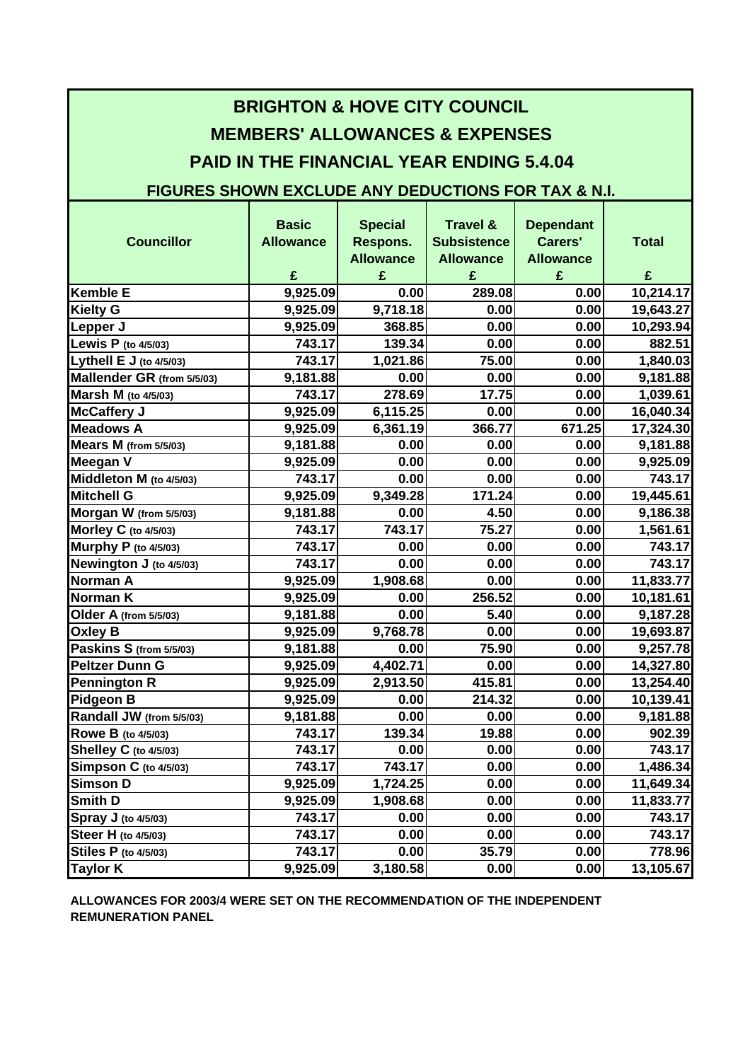# BRIGHTON & HOVE CITY COUNCIL

## MEMBERS' ALLOWANCES & EXPENSES

## PAID IN THE FINANCIAL YEAR ENDING 5.4.04

### FIGURES SHOWN EXCLUDE ANY DEDUCTIONS FOR TAX & N.I.

| Councillor | Basic Allowance £ | Special Respons. Allowance £ | Travel & Subsistence Allowance £ | Dependant Carers' Allowance £ | Total £ |
|---|---|---|---|---|---|
| Kemble E | 9,925.09 | 0.00 | 289.08 | 0.00 | 10,214.17 |
| Kielty G | 9,925.09 | 9,718.18 | 0.00 | 0.00 | 19,643.27 |
| Lepper J | 9,925.09 | 368.85 | 0.00 | 0.00 | 10,293.94 |
| Lewis P (to 4/5/03) | 743.17 | 139.34 | 0.00 | 0.00 | 882.51 |
| Lythell E J (to 4/5/03) | 743.17 | 1,021.86 | 75.00 | 0.00 | 1,840.03 |
| Mallender GR (from 5/5/03) | 9,181.88 | 0.00 | 0.00 | 0.00 | 9,181.88 |
| Marsh M (to 4/5/03) | 743.17 | 278.69 | 17.75 | 0.00 | 1,039.61 |
| McCaffery J | 9,925.09 | 6,115.25 | 0.00 | 0.00 | 16,040.34 |
| Meadows A | 9,925.09 | 6,361.19 | 366.77 | 671.25 | 17,324.30 |
| Mears M (from 5/5/03) | 9,181.88 | 0.00 | 0.00 | 0.00 | 9,181.88 |
| Meegan V | 9,925.09 | 0.00 | 0.00 | 0.00 | 9,925.09 |
| Middleton M (to 4/5/03) | 743.17 | 0.00 | 0.00 | 0.00 | 743.17 |
| Mitchell G | 9,925.09 | 9,349.28 | 171.24 | 0.00 | 19,445.61 |
| Morgan W (from 5/5/03) | 9,181.88 | 0.00 | 4.50 | 0.00 | 9,186.38 |
| Morley C (to 4/5/03) | 743.17 | 743.17 | 75.27 | 0.00 | 1,561.61 |
| Murphy P (to 4/5/03) | 743.17 | 0.00 | 0.00 | 0.00 | 743.17 |
| Newington J (to 4/5/03) | 743.17 | 0.00 | 0.00 | 0.00 | 743.17 |
| Norman A | 9,925.09 | 1,908.68 | 0.00 | 0.00 | 11,833.77 |
| Norman K | 9,925.09 | 0.00 | 256.52 | 0.00 | 10,181.61 |
| Older A (from 5/5/03) | 9,181.88 | 0.00 | 5.40 | 0.00 | 9,187.28 |
| Oxley B | 9,925.09 | 9,768.78 | 0.00 | 0.00 | 19,693.87 |
| Paskins S (from 5/5/03) | 9,181.88 | 0.00 | 75.90 | 0.00 | 9,257.78 |
| Peltzer Dunn G | 9,925.09 | 4,402.71 | 0.00 | 0.00 | 14,327.80 |
| Pennington R | 9,925.09 | 2,913.50 | 415.81 | 0.00 | 13,254.40 |
| Pidgeon B | 9,925.09 | 0.00 | 214.32 | 0.00 | 10,139.41 |
| Randall JW (from 5/5/03) | 9,181.88 | 0.00 | 0.00 | 0.00 | 9,181.88 |
| Rowe B (to 4/5/03) | 743.17 | 139.34 | 19.88 | 0.00 | 902.39 |
| Shelley C (to 4/5/03) | 743.17 | 0.00 | 0.00 | 0.00 | 743.17 |
| Simpson C (to 4/5/03) | 743.17 | 743.17 | 0.00 | 0.00 | 1,486.34 |
| Simson D | 9,925.09 | 1,724.25 | 0.00 | 0.00 | 11,649.34 |
| Smith D | 9,925.09 | 1,908.68 | 0.00 | 0.00 | 11,833.77 |
| Spray J (to 4/5/03) | 743.17 | 0.00 | 0.00 | 0.00 | 743.17 |
| Steer H (to 4/5/03) | 743.17 | 0.00 | 0.00 | 0.00 | 743.17 |
| Stiles P (to 4/5/03) | 743.17 | 0.00 | 35.79 | 0.00 | 778.96 |
| Taylor K | 9,925.09 | 3,180.58 | 0.00 | 0.00 | 13,105.67 |

**ALLOWANCES FOR 2003/4 WERE SET ON THE RECOMMENDATION OF THE INDEPENDENT REMUNERATION PANEL**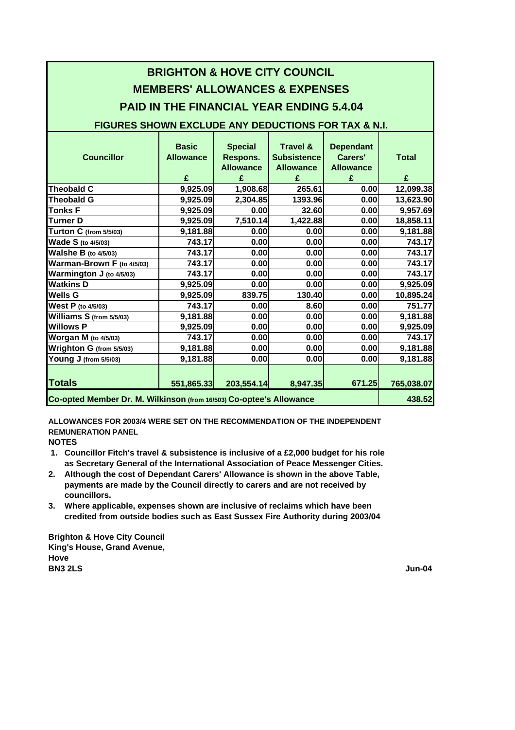# BRIGHTON & HOVE CITY COUNCIL

## MEMBERS' ALLOWANCES & EXPENSES

## PAID IN THE FINANCIAL YEAR ENDING 5.4.04

### FIGURES SHOWN EXCLUDE ANY DEDUCTIONS FOR TAX & N.I.

| Councillor | Basic Allowance £ | Special Respons. Allowance £ | Travel & Subsistence Allowance £ | Dependant Carers' Allowance £ | Total £ |
|---|---|---|---|---|---|
| Theobald C | 9,925.09 | 1,908.68 | 265.61 | 0.00 | 12,099.38 |
| Theobald G | 9,925.09 | 2,304.85 | 1393.96 | 0.00 | 13,623.90 |
| Tonks F | 9,925.09 | 0.00 | 32.60 | 0.00 | 9,957.69 |
| Turner D | 9,925.09 | 7,510.14 | 1,422.88 | 0.00 | 18,858.11 |
| Turton C (from 5/5/03) | 9,181.88 | 0.00 | 0.00 | 0.00 | 9,181.88 |
| Wade S (to 4/5/03) | 743.17 | 0.00 | 0.00 | 0.00 | 743.17 |
| Walshe B (to 4/5/03) | 743.17 | 0.00 | 0.00 | 0.00 | 743.17 |
| Warman-Brown F (to 4/5/03) | 743.17 | 0.00 | 0.00 | 0.00 | 743.17 |
| Warmington J (to 4/5/03) | 743.17 | 0.00 | 0.00 | 0.00 | 743.17 |
| Watkins D | 9,925.09 | 0.00 | 0.00 | 0.00 | 9,925.09 |
| Wells G | 9,925.09 | 839.75 | 130.40 | 0.00 | 10,895.24 |
| West P (to 4/5/03) | 743.17 | 0.00 | 8.60 | 0.00 | 751.77 |
| Williams S (from 5/5/03) | 9,181.88 | 0.00 | 0.00 | 0.00 | 9,181.88 |
| Willows P | 9,925.09 | 0.00 | 0.00 | 0.00 | 9,925.09 |
| Worgan M (to 4/5/03) | 743.17 | 0.00 | 0.00 | 0.00 | 743.17 |
| Wrighton G (from 5/5/03) | 9,181.88 | 0.00 | 0.00 | 0.00 | 9,181.88 |
| Young J (from 5/5/03) | 9,181.88 | 0.00 | 0.00 | 0.00 | 9,181.88 |
| **Totals** | 551,865.33 | 203,554.14 | 8,947.35 | 671.25 | 765,038.07 |
| Co-opted Member Dr. M. Wilkinson (from 16/503) Co-optee's Allowance | | | | | 438.52 |

**ALLOWANCES FOR 2003/4 WERE SET ON THE RECOMMENDATION OF THE INDEPENDENT REMUNERATION PANEL**

**NOTES**

1. Councillor Fitch's travel & subsistence is inclusive of a £2,000 budget for his role as Secretary General of the International Association of Peace Messenger Cities.
2. Although the cost of Dependant Carers' Allowance is shown in the above Table, payments are made by the Council directly to carers and are not received by councillors.
3. Where applicable, expenses shown are inclusive of reclaims which have been credited from outside bodies such as East Sussex Fire Authority during 2003/04

Brighton & Hove City Council
King's House, Grand Avenue,
Hove
BN3 2LS

Jun-04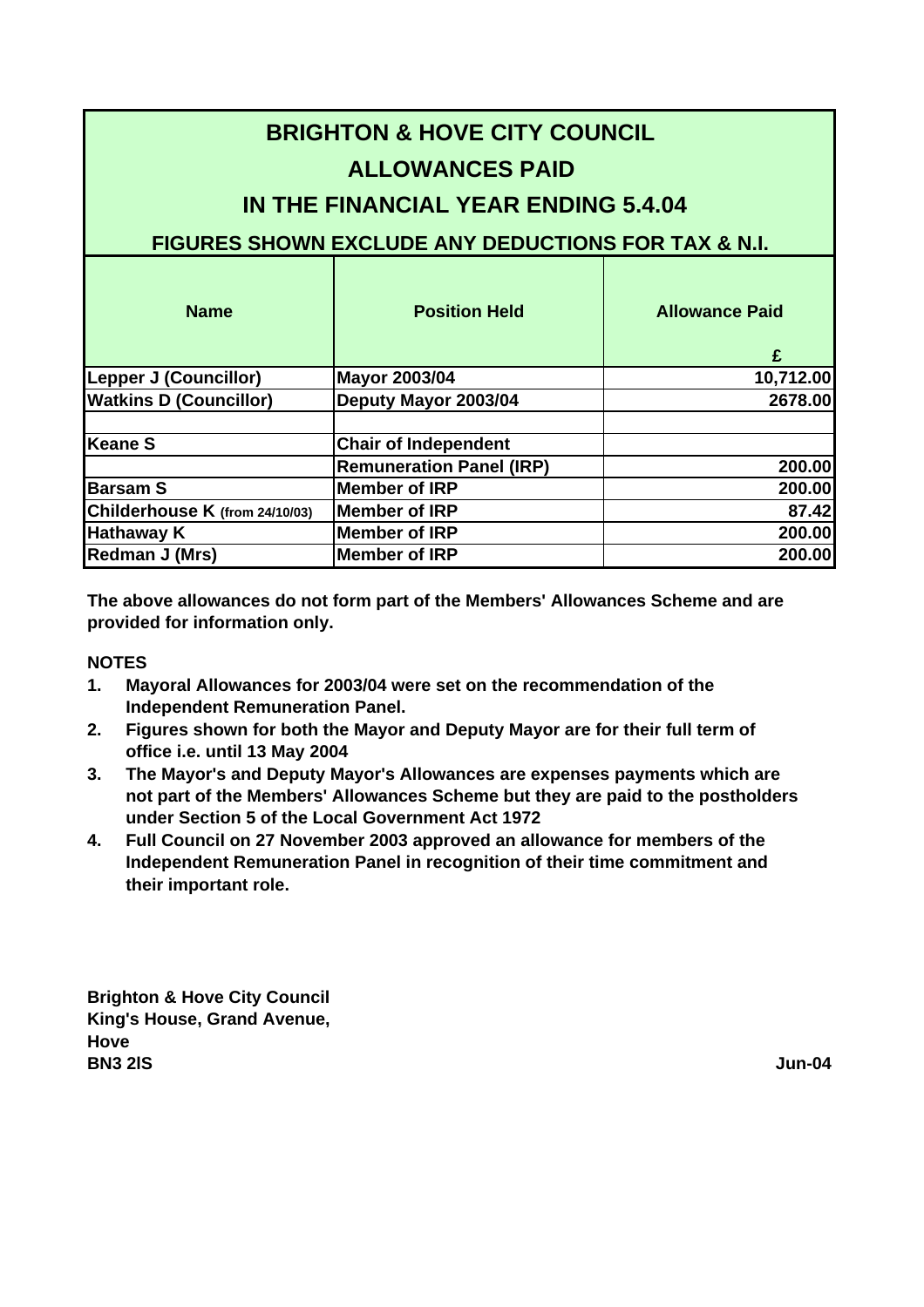# BRIGHTON & HOVE CITY COUNCIL

## ALLOWANCES PAID

## IN THE FINANCIAL YEAR ENDING 5.4.04

### FIGURES SHOWN EXCLUDE ANY DEDUCTIONS FOR TAX & N.I.

| Name | Position Held | Allowance Paid £ |
|---|---|---|
| Lepper J (Councillor) | Mayor 2003/04 | 10,712.00 |
| Watkins D (Councillor) | Deputy Mayor 2003/04 | 2678.00 |
| | | |
| Keane S | Chair of Independent | |
| | Remuneration Panel (IRP) | 200.00 |
| Barsam S | Member of IRP | 200.00 |
| Childerhouse K (from 24/10/03) | Member of IRP | 87.42 |
| Hathaway K | Member of IRP | 200.00 |
| Redman J (Mrs) | Member of IRP | 200.00 |

**The above allowances do not form part of the Members' Allowances Scheme and are provided for information only.**

**NOTES**

1. **Mayoral Allowances for 2003/04 were set on the recommendation of the Independent Remuneration Panel.**
2. **Figures shown for both the Mayor and Deputy Mayor are for their full term of office i.e. until 13 May 2004**
3. **The Mayor's and Deputy Mayor's Allowances are expenses payments which are not part of the Members' Allowances Scheme but they are paid to the postholders under Section 5 of the Local Government Act 1972**
4. **Full Council on 27 November 2003 approved an allowance for members of the Independent Remuneration Panel in recognition of their time commitment and their important role.**

**Brighton & Hove City Council**
**King's House, Grand Avenue,**
**Hove**
**BN3 2lS**

**Jun-04**